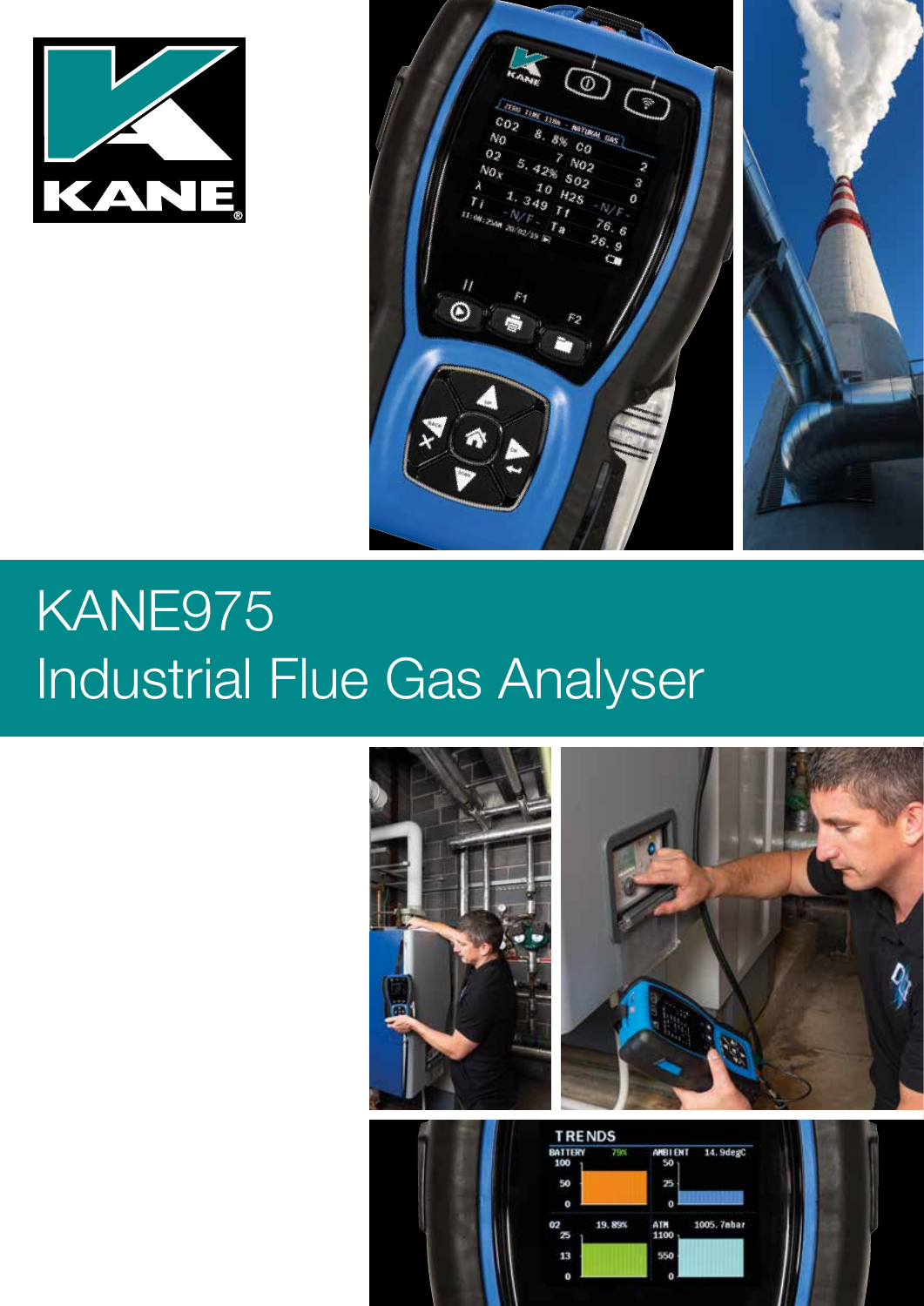KANE

# KANE975

## Industrial Flue Gas Analyser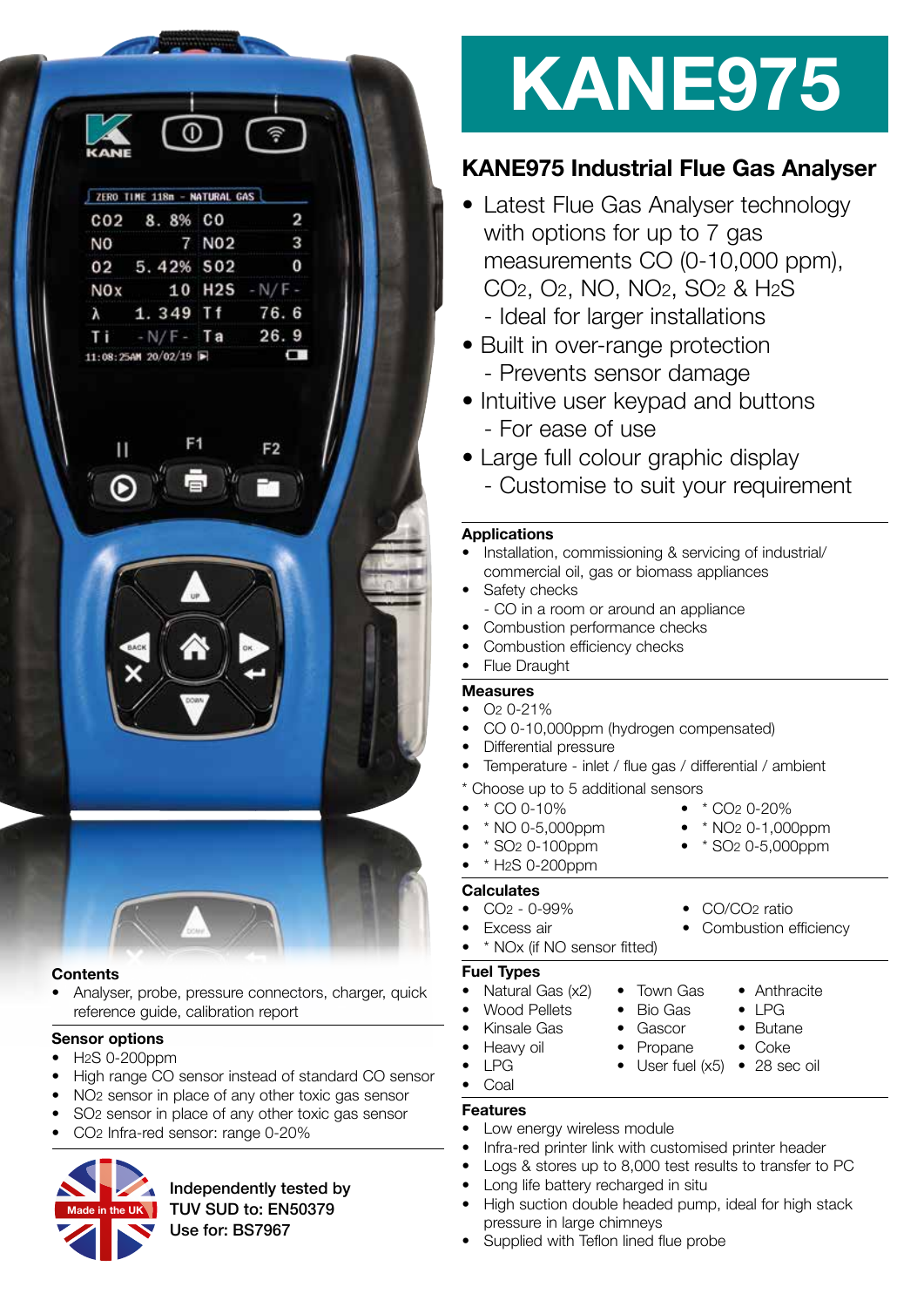# KANE975

## KANE975 Industrial Flue Gas Analyser

- Latest Flue Gas Analyser technology with options for up to 7 gas measurements CO (0-10,000 ppm), $CO_2$, $O_2$, NO, $NO_2$, $SO_2$ & $H_2S$
  - Ideal for larger installations
- Built in over-range protection
  - Prevents sensor damage
- Intuitive user keypad and buttons
  - For ease of use
- Large full colour graphic display
  - Customise to suit your requirement

### Applications

- Installation, commissioning & servicing of industrial/ commercial oil, gas or biomass appliances
- Safety checks
  - CO in a room or around an appliance
- Combustion performance checks
- Combustion efficiency checks
- Flue Draught

### Measures

- $O_2$ 0-21%
- CO 0-10,000ppm (hydrogen compensated)
- Differential pressure
- Temperature - inlet / flue gas / differential / ambient

\* Choose up to 5 additional sensors

- \* CO 0-10%
- \* NO 0-5,000ppm
- \* $SO_2$ 0-100ppm
- \* $H_2S$ 0-200ppm
- \* $CO_2$ 0-20%
- \* $NO_2$ 0-1,000ppm
- \* $SO_2$ 0-5,000ppm

### Calculates

- $CO_2$ - 0-99%
- Excess air
- \* NOx (if NO sensor fitted)
- $CO/CO_2$ ratio
- Combustion efficiency

### Fuel Types

- Natural Gas (x2)
- Wood Pellets
- Kinsale Gas
- Heavy oil
- LPG
- Coal
- Town Gas
- Bio Gas
- Gascor
- Propane
- User fuel (x5)
- Anthracite
- LPG
- Butane
- Coke
- 28 sec oil

### Features

- Low energy wireless module
- Infra-red printer link with customised printer header
- Logs & stores up to 8,000 test results to transfer to PC
- Long life battery recharged in situ
- High suction double headed pump, ideal for high stack pressure in large chimneys
- Supplied with Teflon lined flue probe

### Contents

- Analyser, probe, pressure connectors, charger, quick reference guide, calibration report

### Sensor options

- $H_2S$ 0-200ppm
- High range CO sensor instead of standard CO sensor
- $NO_2$ sensor in place of any other toxic gas sensor
- $SO_2$ sensor in place of any other toxic gas sensor
- $CO_2$ Infra-red sensor: range 0-20%

Made in the UK

**Independently tested by TUV SUD to: EN50379**
**Use for: BS7967**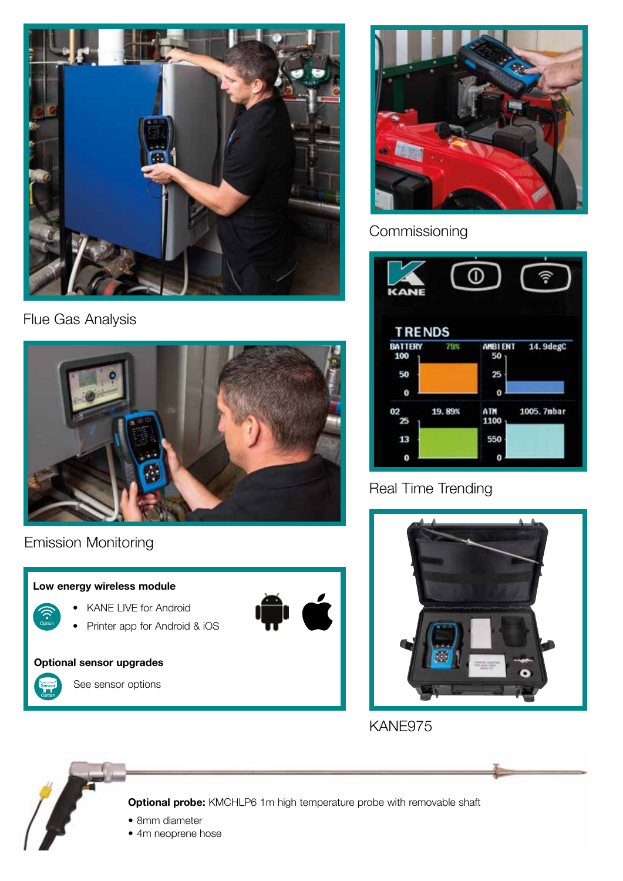Flue Gas Analysis

Commissioning

Real Time Trending

Emission Monitoring

KANE975

**Low energy wireless module**

- KANE LIVE for Android
- Printer app for Android & iOS

**Optional sensor upgrades**

See sensor options

**Optional probe:** KMCHLP6 1m high temperature probe with removable shaft

- 8mm diameter
- 4m neoprene hose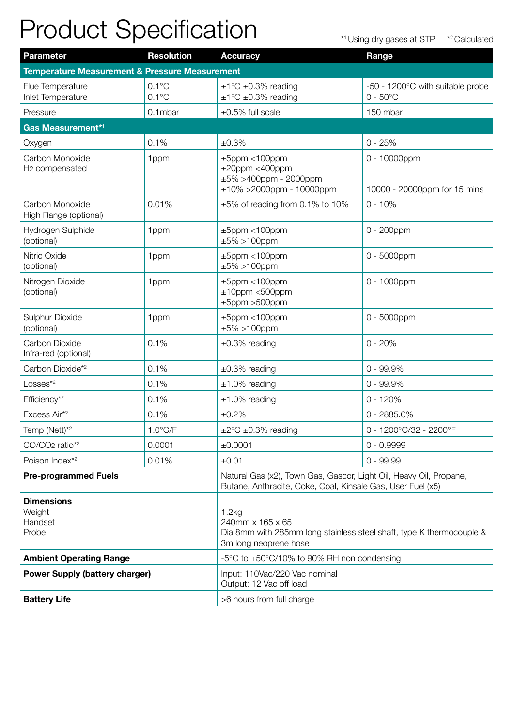# Product Specification

[*1] Using dry gases at STP [*2] Calculated

| Parameter | Resolution | Accuracy | Range |
|---|---|---|---|
| **Temperature Measurement & Pressure Measurement** | | | |
| Flue Temperature<br>Inlet Temperature | 0.1°C<br>0.1°C | ±1°C ±0.3% reading<br>±1°C ±0.3% reading | -50 - 1200°C with suitable probe<br>0 - 50°C |
| Pressure | 0.1mbar | ±0.5% full scale | 150 mbar |
| **Gas Measurement**[*1] | | | |
| Oxygen | 0.1% | ±0.3% | 0 - 25% |
| Carbon Monoxide<br>$H_2$ compensated | 1ppm | ±5ppm <100ppm<br>±20ppm <400ppm<br>±5% >400ppm - 2000ppm<br>±10% >2000ppm - 10000ppm | 0 - 10000ppm<br><br>10000 - 20000ppm for 15 mins |
| Carbon Monoxide<br>High Range (optional) | 0.01% | ±5% of reading from 0.1% to 10% | 0 - 10% |
| Hydrogen Sulphide<br>(optional) | 1ppm | ±5ppm <100ppm<br>±5% >100ppm | 0 - 200ppm |
| Nitric Oxide<br>(optional) | 1ppm | ±5ppm <100ppm<br>±5% >100ppm | 0 - 5000ppm |
| Nitrogen Dioxide<br>(optional) | 1ppm | ±5ppm <100ppm<br>±10ppm <500ppm<br>±5ppm >500ppm | 0 - 1000ppm |
| Sulphur Dioxide<br>(optional) | 1ppm | ±5ppm <100ppm<br>±5% >100ppm | 0 - 5000ppm |
| Carbon Dioxide<br>Infra-red (optional) | 0.1% | ±0.3% reading | 0 - 20% |
| Carbon Dioxide[*2] | 0.1% | ±0.3% reading | 0 - 99.9% |
| Losses[*2] | 0.1% | ±1.0% reading | 0 - 99.9% |
| Efficiency[*2] | 0.1% | ±1.0% reading | 0 - 120% |
| Excess Air[*2] | 0.1% | ±0.2% | 0 - 2885.0% |
| Temp (Nett)[*2] | 1.0°C/F | ±2°C ±0.3% reading | 0 - 1200°C/32 - 2200°F |
| $CO/CO_2$ ratio[*2] | 0.0001 | ±0.0001 | 0 - 0.9999 |
| Poison Index[*2] | 0.01% | ±0.01 | 0 - 99.99 |
| **Pre-programmed Fuels** | | Natural Gas (x2), Town Gas, Gascor, Light Oil, Heavy Oil, Propane, Butane, Anthracite, Coke, Coal, Kinsale Gas, User Fuel (x5) | |
| **Dimensions**<br>Weight<br>Handset<br>Probe | | <br>1.2kg<br>240mm x 165 x 65<br>Dia 8mm with 285mm long stainless steel shaft, type K thermocouple & 3m long neoprene hose | |
| **Ambient Operating Range** | | -5°C to +50°C/10% to 90% RH non condensing | |
| **Power Supply (battery charger)** | | Input: 110Vac/220 Vac nominal<br>Output: 12 Vac off load | |
| **Battery Life** | | >6 hours from full charge | |